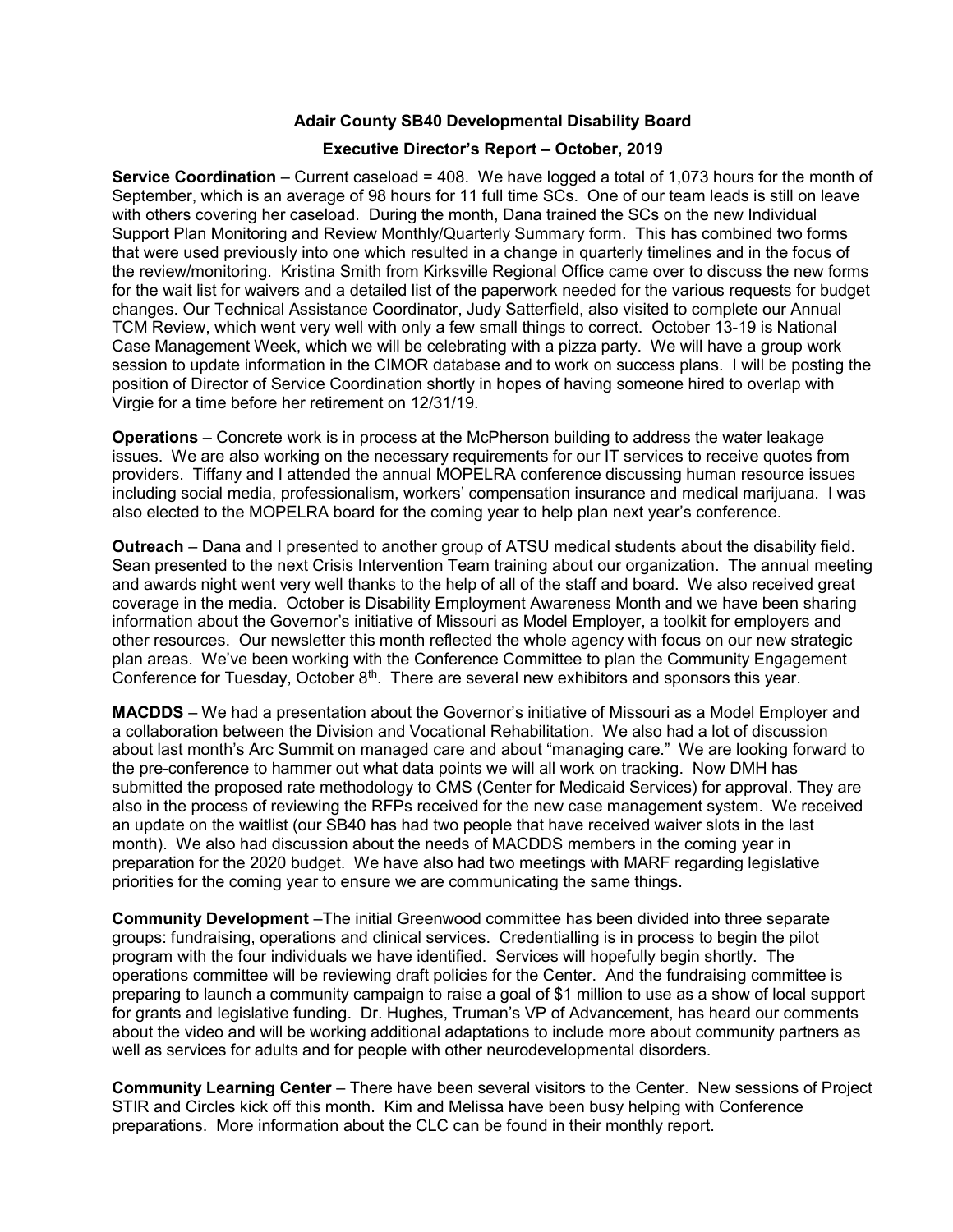**Adair County SB40 Developmental Disability Board**

**Executive Director's Report – October, 2019**

**Service Coordination** – Current caseload = 408. We have logged a total of 1,073 hours for the month of September, which is an average of 98 hours for 11 full time SCs. One of our team leads is still on leave with others covering her caseload. During the month, Dana trained the SCs on the new Individual Support Plan Monitoring and Review Monthly/Quarterly Summary form. This has combined two forms that were used previously into one which resulted in a change in quarterly timelines and in the focus of the review/monitoring. Kristina Smith from Kirksville Regional Office came over to discuss the new forms for the wait list for waivers and a detailed list of the paperwork needed for the various requests for budget changes. Our Technical Assistance Coordinator, Judy Satterfield, also visited to complete our Annual TCM Review, which went very well with only a few small things to correct. October 13-19 is National Case Management Week, which we will be celebrating with a pizza party. We will have a group work session to update information in the CIMOR database and to work on success plans. I will be posting the position of Director of Service Coordination shortly in hopes of having someone hired to overlap with Virgie for a time before her retirement on 12/31/19.

**Operations** – Concrete work is in process at the McPherson building to address the water leakage issues. We are also working on the necessary requirements for our IT services to receive quotes from providers. Tiffany and I attended the annual MOPELRA conference discussing human resource issues including social media, professionalism, workers' compensation insurance and medical marijuana. I was also elected to the MOPELRA board for the coming year to help plan next year's conference.

**Outreach** – Dana and I presented to another group of ATSU medical students about the disability field. Sean presented to the next Crisis Intervention Team training about our organization. The annual meeting and awards night went very well thanks to the help of all of the staff and board. We also received great coverage in the media. October is Disability Employment Awareness Month and we have been sharing information about the Governor's initiative of Missouri as Model Employer, a toolkit for employers and other resources. Our newsletter this month reflected the whole agency with focus on our new strategic plan areas. We've been working with the Conference Committee to plan the Community Engagement Conference for Tuesday, October 8th. There are several new exhibitors and sponsors this year.

**MACDDS** – We had a presentation about the Governor's initiative of Missouri as a Model Employer and a collaboration between the Division and Vocational Rehabilitation. We also had a lot of discussion about last month's Arc Summit on managed care and about "managing care." We are looking forward to the pre-conference to hammer out what data points we will all work on tracking. Now DMH has submitted the proposed rate methodology to CMS (Center for Medicaid Services) for approval. They are also in the process of reviewing the RFPs received for the new case management system. We received an update on the waitlist (our SB40 has had two people that have received waiver slots in the last month). We also had discussion about the needs of MACDDS members in the coming year in preparation for the 2020 budget. We have also had two meetings with MARF regarding legislative priorities for the coming year to ensure we are communicating the same things.

**Community Development** –The initial Greenwood committee has been divided into three separate groups: fundraising, operations and clinical services. Credentialling is in process to begin the pilot program with the four individuals we have identified. Services will hopefully begin shortly. The operations committee will be reviewing draft policies for the Center. And the fundraising committee is preparing to launch a community campaign to raise a goal of $1 million to use as a show of local support for grants and legislative funding. Dr. Hughes, Truman's VP of Advancement, has heard our comments about the video and will be working additional adaptations to include more about community partners as well as services for adults and for people with other neurodevelopmental disorders.

**Community Learning Center** – There have been several visitors to the Center. New sessions of Project STIR and Circles kick off this month. Kim and Melissa have been busy helping with Conference preparations. More information about the CLC can be found in their monthly report.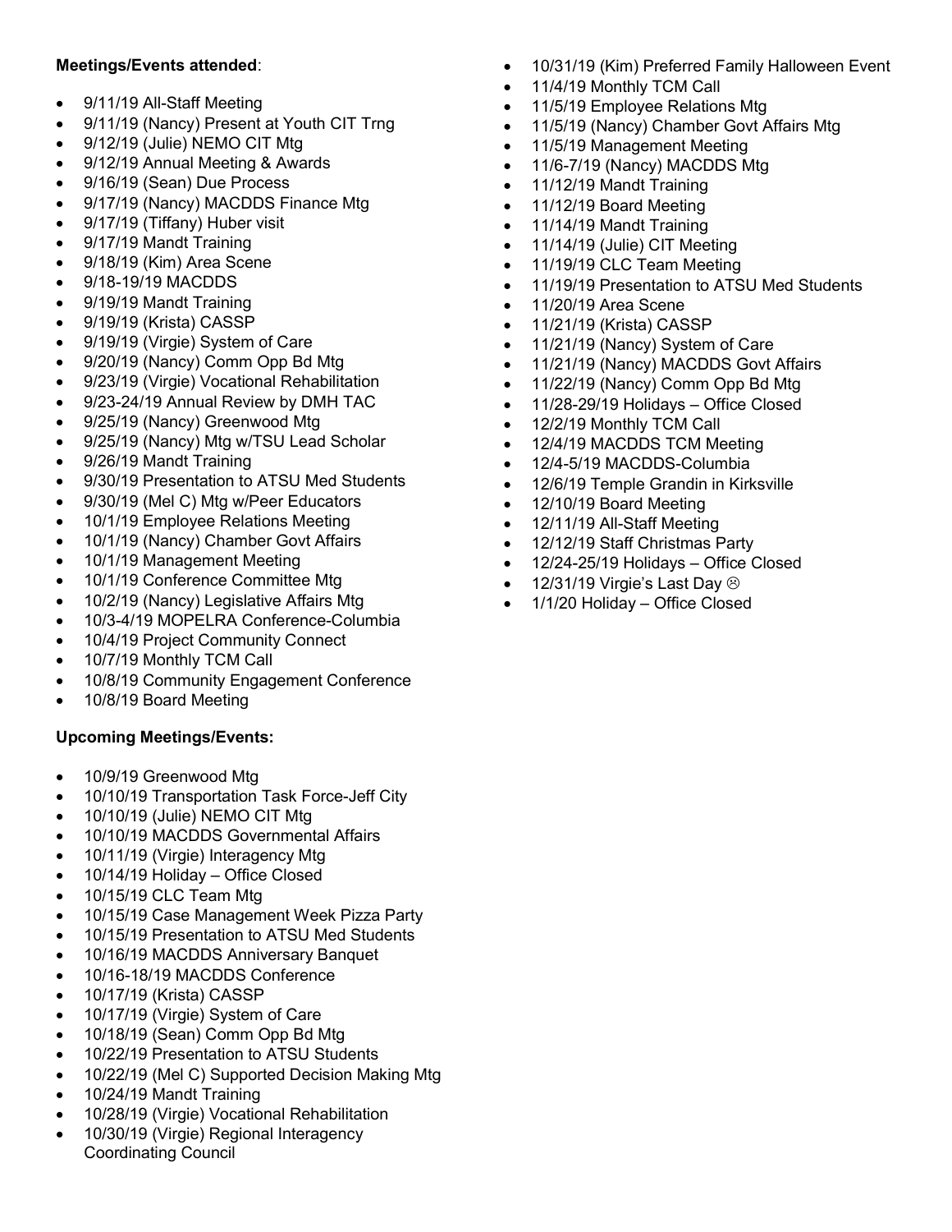**Meetings/Events attended**:

- 9/11/19 All-Staff Meeting
- 9/11/19 (Nancy) Present at Youth CIT Trng
- 9/12/19 (Julie) NEMO CIT Mtg
- 9/12/19 Annual Meeting & Awards
- 9/16/19 (Sean) Due Process
- 9/17/19 (Nancy) MACDDS Finance Mtg
- 9/17/19 (Tiffany) Huber visit
- 9/17/19 Mandt Training
- 9/18/19 (Kim) Area Scene
- 9/18-19/19 MACDDS
- 9/19/19 Mandt Training
- 9/19/19 (Krista) CASSP
- 9/19/19 (Virgie) System of Care
- 9/20/19 (Nancy) Comm Opp Bd Mtg
- 9/23/19 (Virgie) Vocational Rehabilitation
- 9/23-24/19 Annual Review by DMH TAC
- 9/25/19 (Nancy) Greenwood Mtg
- 9/25/19 (Nancy) Mtg w/TSU Lead Scholar
- 9/26/19 Mandt Training
- 9/30/19 Presentation to ATSU Med Students
- 9/30/19 (Mel C) Mtg w/Peer Educators
- 10/1/19 Employee Relations Meeting
- 10/1/19 (Nancy) Chamber Govt Affairs
- 10/1/19 Management Meeting
- 10/1/19 Conference Committee Mtg
- 10/2/19 (Nancy) Legislative Affairs Mtg
- 10/3-4/19 MOPELRA Conference-Columbia
- 10/4/19 Project Community Connect
- 10/7/19 Monthly TCM Call
- 10/8/19 Community Engagement Conference
- 10/8/19 Board Meeting

**Upcoming Meetings/Events:**

- 10/9/19 Greenwood Mtg
- 10/10/19 Transportation Task Force-Jeff City
- 10/10/19 (Julie) NEMO CIT Mtg
- 10/10/19 MACDDS Governmental Affairs
- 10/11/19 (Virgie) Interagency Mtg
- 10/14/19 Holiday – Office Closed
- 10/15/19 CLC Team Mtg
- 10/15/19 Case Management Week Pizza Party
- 10/15/19 Presentation to ATSU Med Students
- 10/16/19 MACDDS Anniversary Banquet
- 10/16-18/19 MACDDS Conference
- 10/17/19 (Krista) CASSP
- 10/17/19 (Virgie) System of Care
- 10/18/19 (Sean) Comm Opp Bd Mtg
- 10/22/19 Presentation to ATSU Students
- 10/22/19 (Mel C) Supported Decision Making Mtg
- 10/24/19 Mandt Training
- 10/28/19 (Virgie) Vocational Rehabilitation
- 10/30/19 (Virgie) Regional Interagency Coordinating Council
- 10/31/19 (Kim) Preferred Family Halloween Event
- 11/4/19 Monthly TCM Call
- 11/5/19 Employee Relations Mtg
- 11/5/19 (Nancy) Chamber Govt Affairs Mtg
- 11/5/19 Management Meeting
- 11/6-7/19 (Nancy) MACDDS Mtg
- 11/12/19 Mandt Training
- 11/12/19 Board Meeting
- 11/14/19 Mandt Training
- 11/14/19 (Julie) CIT Meeting
- 11/19/19 CLC Team Meeting
- 11/19/19 Presentation to ATSU Med Students
- 11/20/19 Area Scene
- 11/21/19 (Krista) CASSP
- 11/21/19 (Nancy) System of Care
- 11/21/19 (Nancy) MACDDS Govt Affairs
- 11/22/19 (Nancy) Comm Opp Bd Mtg
- 11/28-29/19 Holidays – Office Closed
- 12/2/19 Monthly TCM Call
- 12/4/19 MACDDS TCM Meeting
- 12/4-5/19 MACDDS-Columbia
- 12/6/19 Temple Grandin in Kirksville
- 12/10/19 Board Meeting
- 12/11/19 All-Staff Meeting
- 12/12/19 Staff Christmas Party
- 12/24-25/19 Holidays – Office Closed
- 12/31/19 Virgie's Last Day ☹
- 1/1/20 Holiday – Office Closed